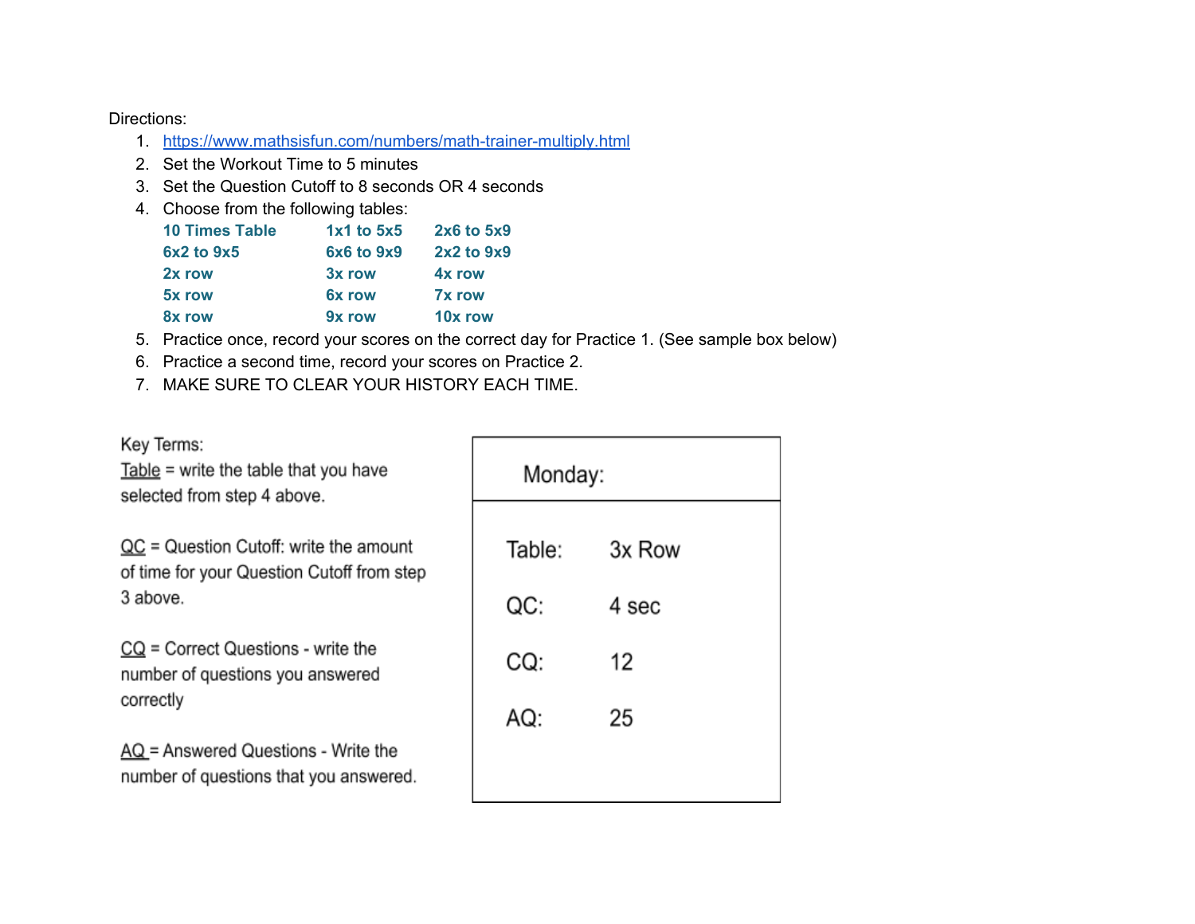Directions:

1. https://www.mathsisfun.com/numbers/math-trainer-multiply.html
2. Set the Workout Time to 5 minutes
3. Set the Question Cutoff to 8 seconds OR 4 seconds
4. Choose from the following tables:

| | | |
|---|---|---|
| 10 Times Table | 1x1 to 5x5 | 2x6 to 5x9 |
| 6x2 to 9x5 | 6x6 to 9x9 | 2x2 to 9x9 |
| 2x row | 3x row | 4x row |
| 5x row | 6x row | 7x row |
| 8x row | 9x row | 10x row |

5. Practice once, record your scores on the correct day for Practice 1. (See sample box below)
6. Practice a second time, record your scores on Practice 2.
7. MAKE SURE TO CLEAR YOUR HISTORY EACH TIME.

Key Terms:

Table = write the table that you have selected from step 4 above.

QC = Question Cutoff: write the amount of time for your Question Cutoff from step 3 above.

CQ = Correct Questions - write the number of questions you answered correctly

AQ = Answered Questions - Write the number of questions that you answered.

| Monday: | |
|---|---|
| Table: | 3x Row |
| QC: | 4 sec |
| CQ: | 12 |
| AQ: | 25 |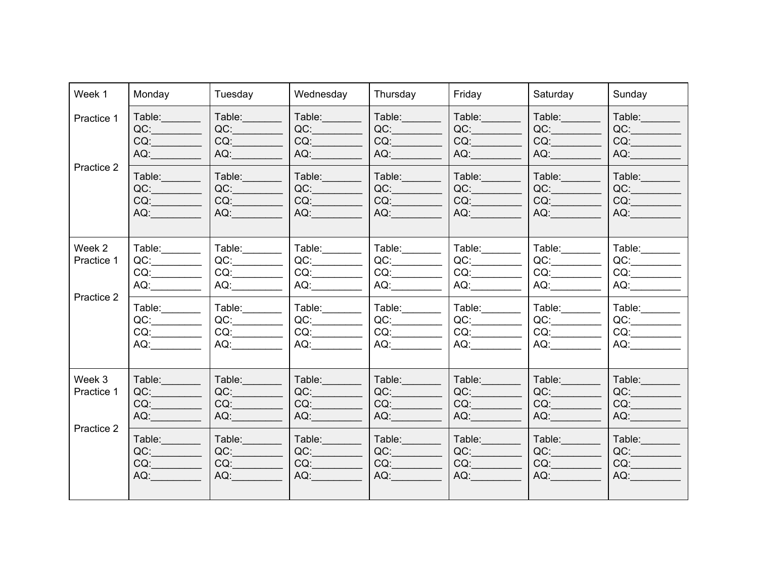| Week 1 | Monday | Tuesday | Wednesday | Thursday | Friday | Saturday | Sunday |
| --- | --- | --- | --- | --- | --- | --- | --- |
| Practice 1 | Table:_______<br>QC:_________<br>CQ:_________<br>AQ:_________ | Table:_______<br>QC:_________<br>CQ:_________<br>AQ:_________ | Table:_______<br>QC:_________<br>CQ:_________<br>AQ:_________ | Table:_______<br>QC:_________<br>CQ:_________<br>AQ:_________ | Table:_______<br>QC:_________<br>CQ:_________<br>AQ:_________ | Table:_______<br>QC:_________<br>CQ:_________<br>AQ:_________ | Table:_______<br>QC:_________<br>CQ:_________<br>AQ:_________ |
| Practice 2 | Table:_______<br>QC:_________<br>CQ:_________<br>AQ:_________ | Table:_______<br>QC:_________<br>CQ:_________<br>AQ:_________ | Table:_______<br>QC:_________<br>CQ:_________<br>AQ:_________ | Table:_______<br>QC:_________<br>CQ:_________<br>AQ:_________ | Table:_______<br>QC:_________<br>CQ:_________<br>AQ:_________ | Table:_______<br>QC:_________<br>CQ:_________<br>AQ:_________ | Table:_______<br>QC:_________<br>CQ:_________<br>AQ:_________ |
| Week 2<br>Practice 1 | Table:_______<br>QC:_________<br>CQ:_________<br>AQ:_________ | Table:_______<br>QC:_________<br>CQ:_________<br>AQ:_________ | Table:_______<br>QC:_________<br>CQ:_________<br>AQ:_________ | Table:_______<br>QC:_________<br>CQ:_________<br>AQ:_________ | Table:_______<br>QC:_________<br>CQ:_________<br>AQ:_________ | Table:_______<br>QC:_________<br>CQ:_________<br>AQ:_________ | Table:_______<br>QC:_________<br>CQ:_________<br>AQ:_________ |
| Practice 2 | Table:_______<br>QC:_________<br>CQ:_________<br>AQ:_________ | Table:_______<br>QC:_________<br>CQ:_________<br>AQ:_________ | Table:_______<br>QC:_________<br>CQ:_________<br>AQ:_________ | Table:_______<br>QC:_________<br>CQ:_________<br>AQ:_________ | Table:_______<br>QC:_________<br>CQ:_________<br>AQ:_________ | Table:_______<br>QC:_________<br>CQ:_________<br>AQ:_________ | Table:_______<br>QC:_________<br>CQ:_________<br>AQ:_________ |
| Week 3<br>Practice 1 | Table:_______<br>QC:_________<br>CQ:_________<br>AQ:_________ | Table:_______<br>QC:_________<br>CQ:_________<br>AQ:_________ | Table:_______<br>QC:_________<br>CQ:_________<br>AQ:_________ | Table:_______<br>QC:_________<br>CQ:_________<br>AQ:_________ | Table:_______<br>QC:_________<br>CQ:_________<br>AQ:_________ | Table:_______<br>QC:_________<br>CQ:_________<br>AQ:_________ | Table:_______<br>QC:_________<br>CQ:_________<br>AQ:_________ |
| Practice 2 | Table:_______<br>QC:_________<br>CQ:_________<br>AQ:_________ | Table:_______<br>QC:_________<br>CQ:_________<br>AQ:_________ | Table:_______<br>QC:_________<br>CQ:_________<br>AQ:_________ | Table:_______<br>QC:_________<br>CQ:_________<br>AQ:_________ | Table:_______<br>QC:_________<br>CQ:_________<br>AQ:_________ | Table:_______<br>QC:_________<br>CQ:_________<br>AQ:_________ | Table:_______<br>QC:_________<br>CQ:_________<br>AQ:_________ |